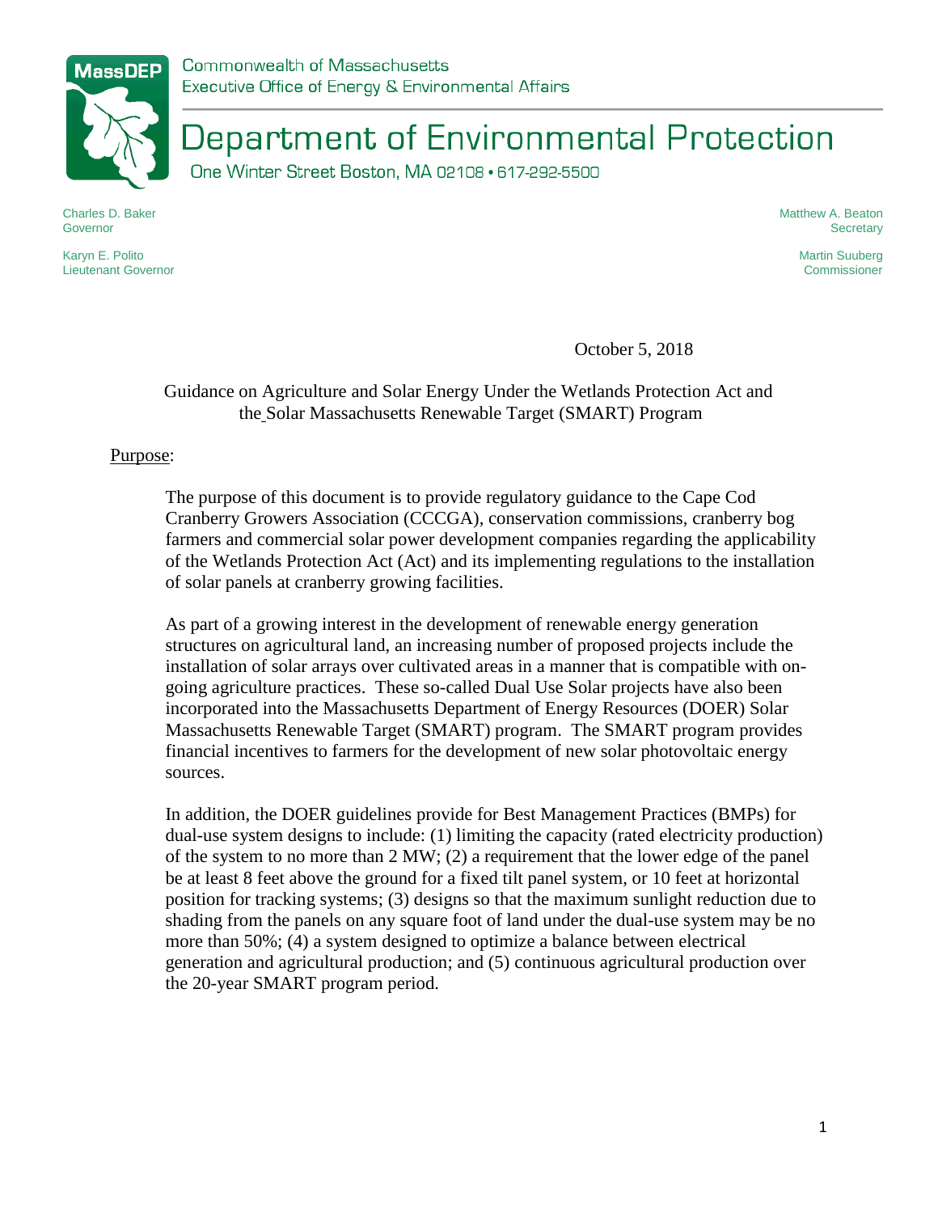Commonwealth of Massachusetts
Executive Office of Energy & Environmental Affairs

# Department of Environmental Protection

One Winter Street Boston, MA 02108 • 617-292-5500

Charles D. Baker
Governor

Karyn E. Polito
Lieutenant Governor

Matthew A. Beaton
Secretary

Martin Suuberg
Commissioner

October 5, 2018

## Guidance on Agriculture and Solar Energy Under the Wetlands Protection Act and the Solar Massachusetts Renewable Target (SMART) Program

Purpose:

The purpose of this document is to provide regulatory guidance to the Cape Cod Cranberry Growers Association (CCCGA), conservation commissions, cranberry bog farmers and commercial solar power development companies regarding the applicability of the Wetlands Protection Act (Act) and its implementing regulations to the installation of solar panels at cranberry growing facilities.

As part of a growing interest in the development of renewable energy generation structures on agricultural land, an increasing number of proposed projects include the installation of solar arrays over cultivated areas in a manner that is compatible with on-going agriculture practices. These so-called Dual Use Solar projects have also been incorporated into the Massachusetts Department of Energy Resources (DOER) Solar Massachusetts Renewable Target (SMART) program. The SMART program provides financial incentives to farmers for the development of new solar photovoltaic energy sources.

In addition, the DOER guidelines provide for Best Management Practices (BMPs) for dual-use system designs to include: (1) limiting the capacity (rated electricity production) of the system to no more than 2 MW; (2) a requirement that the lower edge of the panel be at least 8 feet above the ground for a fixed tilt panel system, or 10 feet at horizontal position for tracking systems; (3) designs so that the maximum sunlight reduction due to shading from the panels on any square foot of land under the dual-use system may be no more than 50%; (4) a system designed to optimize a balance between electrical generation and agricultural production; and (5) continuous agricultural production over the 20-year SMART program period.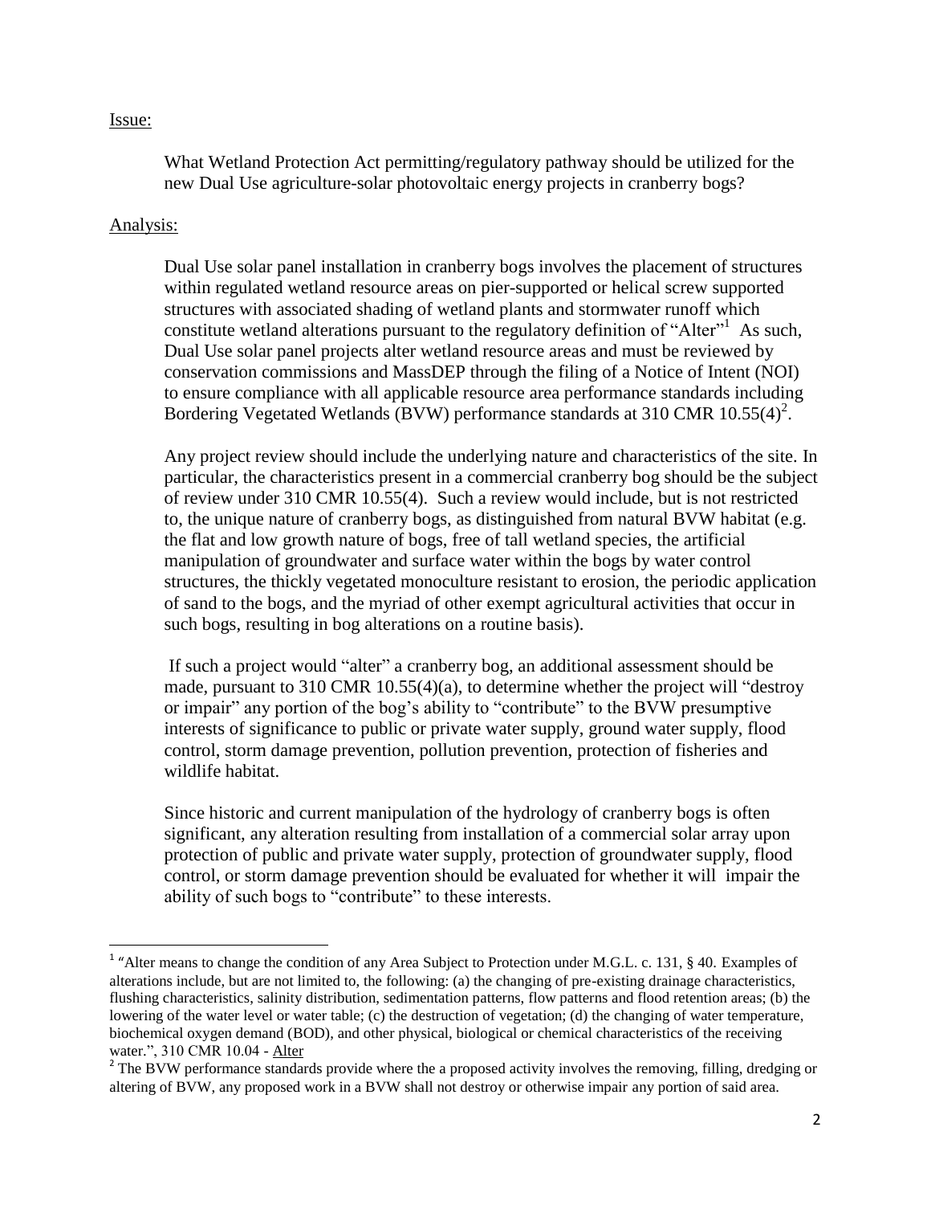Issue:

What Wetland Protection Act permitting/regulatory pathway should be utilized for the new Dual Use agriculture-solar photovoltaic energy projects in cranberry bogs?

Analysis:

Dual Use solar panel installation in cranberry bogs involves the placement of structures within regulated wetland resource areas on pier-supported or helical screw supported structures with associated shading of wetland plants and stormwater runoff which constitute wetland alterations pursuant to the regulatory definition of "Alter"[1] As such, Dual Use solar panel projects alter wetland resource areas and must be reviewed by conservation commissions and MassDEP through the filing of a Notice of Intent (NOI) to ensure compliance with all applicable resource area performance standards including Bordering Vegetated Wetlands (BVW) performance standards at 310 CMR 10.55(4)[2].

Any project review should include the underlying nature and characteristics of the site. In particular, the characteristics present in a commercial cranberry bog should be the subject of review under 310 CMR 10.55(4). Such a review would include, but is not restricted to, the unique nature of cranberry bogs, as distinguished from natural BVW habitat (e.g. the flat and low growth nature of bogs, free of tall wetland species, the artificial manipulation of groundwater and surface water within the bogs by water control structures, the thickly vegetated monoculture resistant to erosion, the periodic application of sand to the bogs, and the myriad of other exempt agricultural activities that occur in such bogs, resulting in bog alterations on a routine basis).

If such a project would "alter" a cranberry bog, an additional assessment should be made, pursuant to 310 CMR 10.55(4)(a), to determine whether the project will "destroy or impair" any portion of the bog's ability to "contribute" to the BVW presumptive interests of significance to public or private water supply, ground water supply, flood control, storm damage prevention, pollution prevention, protection of fisheries and wildlife habitat.

Since historic and current manipulation of the hydrology of cranberry bogs is often significant, any alteration resulting from installation of a commercial solar array upon protection of public and private water supply, protection of groundwater supply, flood control, or storm damage prevention should be evaluated for whether it will impair the ability of such bogs to "contribute" to these interests.

---

[1] "Alter means to change the condition of any Area Subject to Protection under M.G.L. c. 131, § 40. Examples of alterations include, but are not limited to, the following: (a) the changing of pre-existing drainage characteristics, flushing characteristics, salinity distribution, sedimentation patterns, flow patterns and flood retention areas; (b) the lowering of the water level or water table; (c) the destruction of vegetation; (d) the changing of water temperature, biochemical oxygen demand (BOD), and other physical, biological or chemical characteristics of the receiving water.", 310 CMR 10.04 - Alter

[2] The BVW performance standards provide where the a proposed activity involves the removing, filling, dredging or altering of BVW, any proposed work in a BVW shall not destroy or otherwise impair any portion of said area.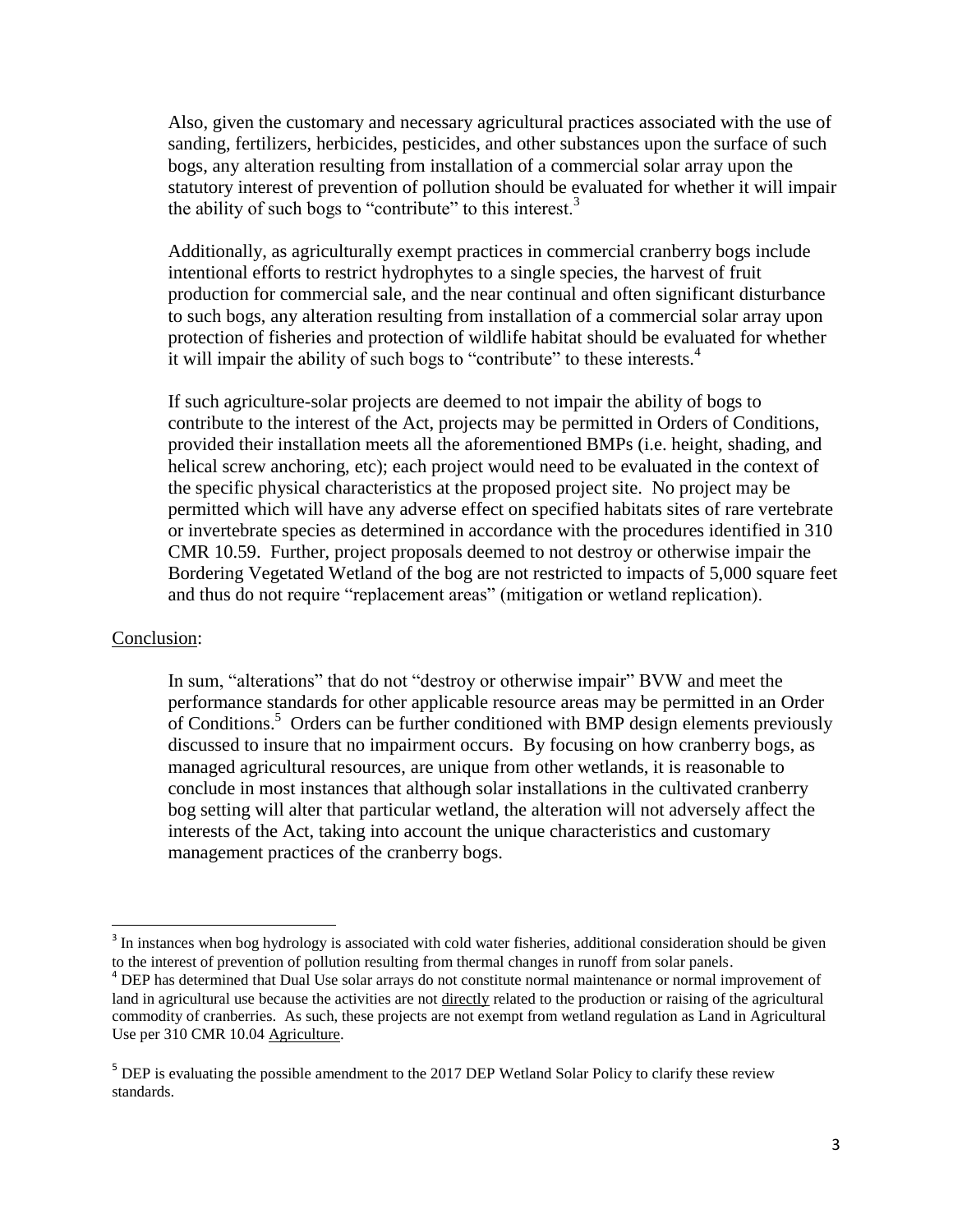Also, given the customary and necessary agricultural practices associated with the use of sanding, fertilizers, herbicides, pesticides, and other substances upon the surface of such bogs, any alteration resulting from installation of a commercial solar array upon the statutory interest of prevention of pollution should be evaluated for whether it will impair the ability of such bogs to "contribute" to this interest.[3]

Additionally, as agriculturally exempt practices in commercial cranberry bogs include intentional efforts to restrict hydrophytes to a single species, the harvest of fruit production for commercial sale, and the near continual and often significant disturbance to such bogs, any alteration resulting from installation of a commercial solar array upon protection of fisheries and protection of wildlife habitat should be evaluated for whether it will impair the ability of such bogs to "contribute" to these interests.[4]

If such agriculture-solar projects are deemed to not impair the ability of bogs to contribute to the interest of the Act, projects may be permitted in Orders of Conditions, provided their installation meets all the aforementioned BMPs (i.e. height, shading, and helical screw anchoring, etc); each project would need to be evaluated in the context of the specific physical characteristics at the proposed project site. No project may be permitted which will have any adverse effect on specified habitats sites of rare vertebrate or invertebrate species as determined in accordance with the procedures identified in 310 CMR 10.59. Further, project proposals deemed to not destroy or otherwise impair the Bordering Vegetated Wetland of the bog are not restricted to impacts of 5,000 square feet and thus do not require "replacement areas" (mitigation or wetland replication).

<u>Conclusion</u>:

In sum, "alterations" that do not "destroy or otherwise impair" BVW and meet the performance standards for other applicable resource areas may be permitted in an Order of Conditions.[5] Orders can be further conditioned with BMP design elements previously discussed to insure that no impairment occurs. By focusing on how cranberry bogs, as managed agricultural resources, are unique from other wetlands, it is reasonable to conclude in most instances that although solar installations in the cultivated cranberry bog setting will alter that particular wetland, the alteration will not adversely affect the interests of the Act, taking into account the unique characteristics and customary management practices of the cranberry bogs.

---

[3] In instances when bog hydrology is associated with cold water fisheries, additional consideration should be given to the interest of prevention of pollution resulting from thermal changes in runoff from solar panels.

[4] DEP has determined that Dual Use solar arrays do not constitute normal maintenance or normal improvement of land in agricultural use because the activities are not <u>directly</u> related to the production or raising of the agricultural commodity of cranberries. As such, these projects are not exempt from wetland regulation as Land in Agricultural Use per 310 CMR 10.04 <u>Agriculture</u>.

[5] DEP is evaluating the possible amendment to the 2017 DEP Wetland Solar Policy to clarify these review standards.